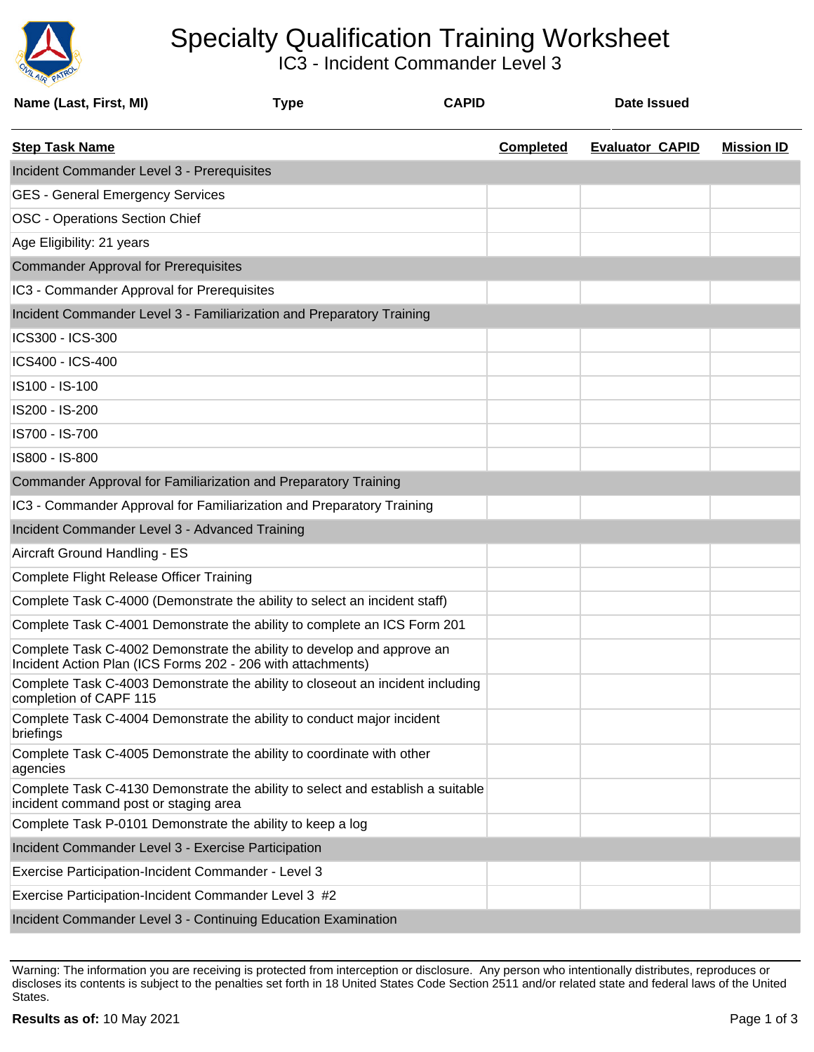# Specialty Qualification Training Worksheet

## IC3 - Incident Commander Level 3

| Name (Last, First, MI) | Type | CAPID | Date Issued |
|---|---|---|---|
| | | | |

| Step Task Name | Completed | Evaluator CAPID | Mission ID |
|---|---|---|---|
| **Incident Commander Level 3 - Prerequisites** | | | |
| GES - General Emergency Services | | | |
| OSC - Operations Section Chief | | | |
| Age Eligibility: 21 years | | | |
| **Commander Approval for Prerequisites** | | | |
| IC3 - Commander Approval for Prerequisites | | | |
| **Incident Commander Level 3 - Familiarization and Preparatory Training** | | | |
| ICS300 - ICS-300 | | | |
| ICS400 - ICS-400 | | | |
| IS100 - IS-100 | | | |
| IS200 - IS-200 | | | |
| IS700 - IS-700 | | | |
| IS800 - IS-800 | | | |
| **Commander Approval for Familiarization and Preparatory Training** | | | |
| IC3 - Commander Approval for Familiarization and Preparatory Training | | | |
| **Incident Commander Level 3 - Advanced Training** | | | |
| Aircraft Ground Handling - ES | | | |
| Complete Flight Release Officer Training | | | |
| Complete Task C-4000 (Demonstrate the ability to select an incident staff) | | | |
| Complete Task C-4001 Demonstrate the ability to complete an ICS Form 201 | | | |
| Complete Task C-4002 Demonstrate the ability to develop and approve an Incident Action Plan (ICS Forms 202 - 206 with attachments) | | | |
| Complete Task C-4003 Demonstrate the ability to closeout an incident including completion of CAPF 115 | | | |
| Complete Task C-4004 Demonstrate the ability to conduct major incident briefings | | | |
| Complete Task C-4005 Demonstrate the ability to coordinate with other agencies | | | |
| Complete Task C-4130 Demonstrate the ability to select and establish a suitable incident command post or staging area | | | |
| Complete Task P-0101 Demonstrate the ability to keep a log | | | |
| **Incident Commander Level 3 - Exercise Participation** | | | |
| Exercise Participation-Incident Commander - Level 3 | | | |
| Exercise Participation-Incident Commander Level 3 #2 | | | |
| **Incident Commander Level 3 - Continuing Education Examination** | | | |

Warning: The information you are receiving is protected from interception or disclosure. Any person who intentionally distributes, reproduces or discloses its contents is subject to the penalties set forth in 18 United States Code Section 2511 and/or related state and federal laws of the United States.

**Results as of:** 10 May 2021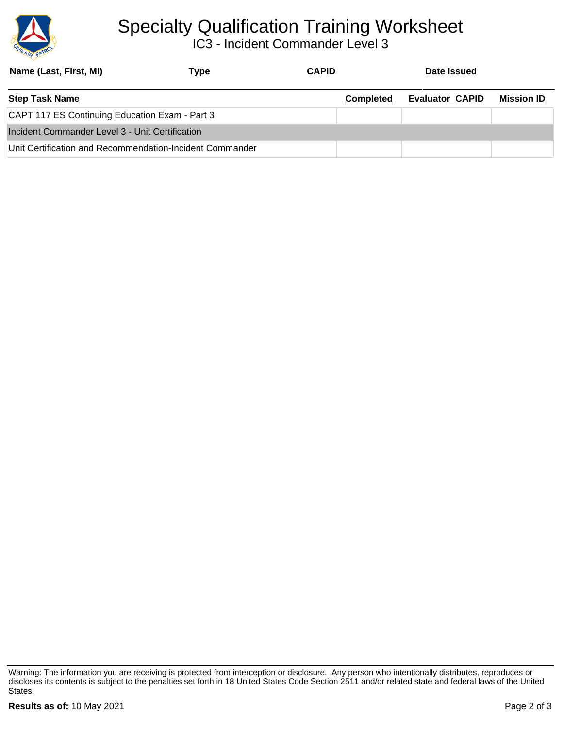# Specialty Qualification Training Worksheet

## IC3 - Incident Commander Level 3

| Name (Last, First, MI) | Type | CAPID | Date Issued |
| --- | --- | --- | --- |
| | | | |

| Step Task Name | Completed | Evaluator CAPID | Mission ID |
| --- | --- | --- | --- |
| CAPT 117 ES Continuing Education Exam - Part 3 | | | |
| **Incident Commander Level 3 - Unit Certification** | | | |
| Unit Certification and Recommendation-Incident Commander | | | |

Warning: The information you are receiving is protected from interception or disclosure. Any person who intentionally distributes, reproduces or discloses its contents is subject to the penalties set forth in 18 United States Code Section 2511 and/or related state and federal laws of the United States.

**Results as of:** 10 May 2021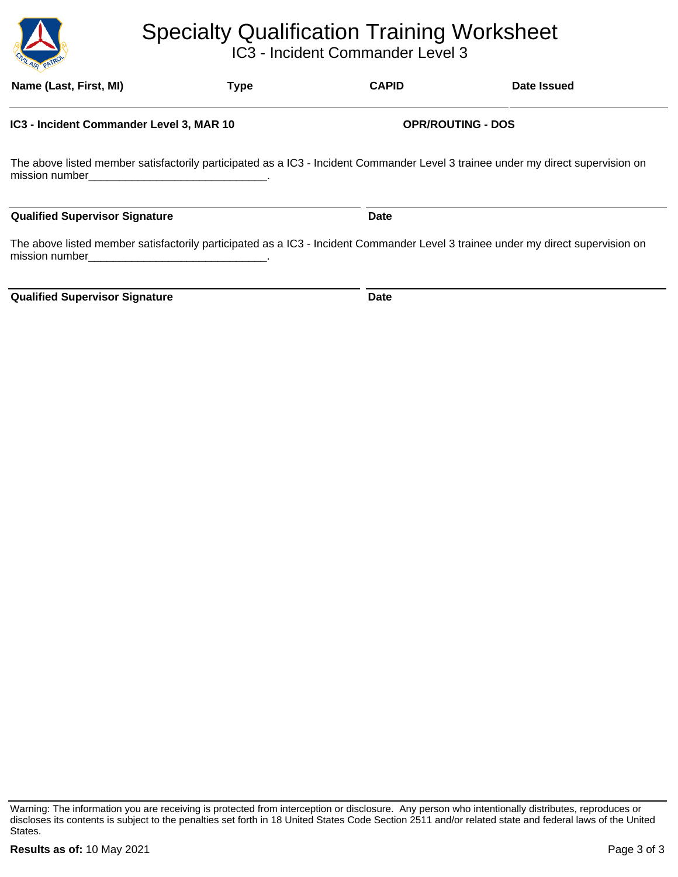# Specialty Qualification Training Worksheet

## IC3 - Incident Commander Level 3

| Name (Last, First, MI) | Type | CAPID | Date Issued |
|---|---|---|---|
| | | | |

**IC3 - Incident Commander Level 3, MAR 10** **OPR/ROUTING - DOS**

The above listed member satisfactorily participated as a IC3 - Incident Commander Level 3 trainee under my direct supervision on mission number_____________________________.

**Qualified Supervisor Signature** **Date**

The above listed member satisfactorily participated as a IC3 - Incident Commander Level 3 trainee under my direct supervision on mission number_____________________________.

**Qualified Supervisor Signature** **Date**

Warning: The information you are receiving is protected from interception or disclosure. Any person who intentionally distributes, reproduces or discloses its contents is subject to the penalties set forth in 18 United States Code Section 2511 and/or related state and federal laws of the United States.

**Results as of:** 10 May 2021